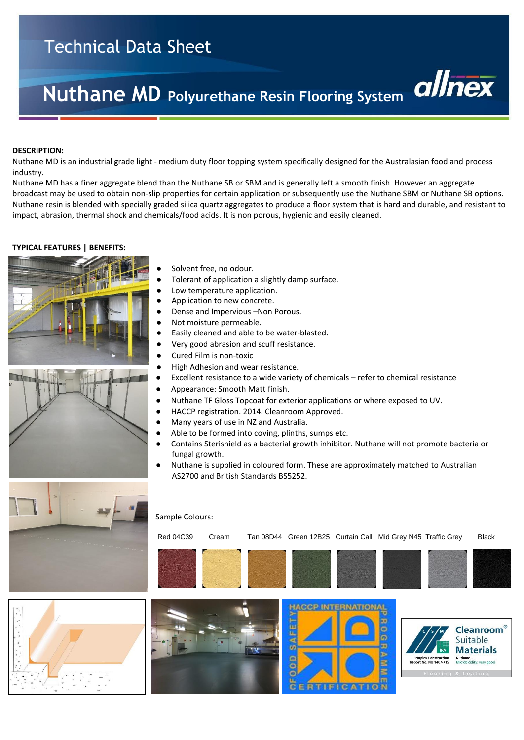# Technical Data Sheet

## Nuthane MD Polyurethane Resin Flooring System

allnex

**DESCRIPTION:**

Nuthane MD is an industrial grade light - medium duty floor topping system specifically designed for the Australasian food and process industry.

Nuthane MD has a finer aggregate blend than the Nuthane SB or SBM and is generally left a smooth finish. However an aggregate broadcast may be used to obtain non-slip properties for certain application or subsequently use the Nuthane SBM or Nuthane SB options. Nuthane resin is blended with specially graded silica quartz aggregates to produce a floor system that is hard and durable, and resistant to impact, abrasion, thermal shock and chemicals/food acids. It is non porous, hygienic and easily cleaned.

**TYPICAL FEATURES | BENEFITS:**

- Solvent free, no odour.
- Tolerant of application a slightly damp surface.
- Low temperature application.
- Application to new concrete.
- Dense and Impervious –Non Porous.
- Not moisture permeable.
- Easily cleaned and able to be water-blasted.
- Very good abrasion and scuff resistance.
- Cured Film is non-toxic
- High Adhesion and wear resistance.
- Excellent resistance to a wide variety of chemicals – refer to chemical resistance
- Appearance: Smooth Matt finish.
- Nuthane TF Gloss Topcoat for exterior applications or where exposed to UV.
- HACCP registration. 2014. Cleanroom Approved.
- Many years of use in NZ and Australia.
- Able to be formed into coving, plinths, sumps etc.
- Contains Sterishield as a bacterial growth inhibitor. Nuthane will not promote bacteria or fungal growth.
- Nuthane is supplied in coloured form. These are approximately matched to Australian AS2700 and British Standards BS5252.

Sample Colours:

Red 04C39 | Cream | Tan 08D44 | Green 12B25 | Curtain Call | Mid Grey N45 | Traffic Grey | Black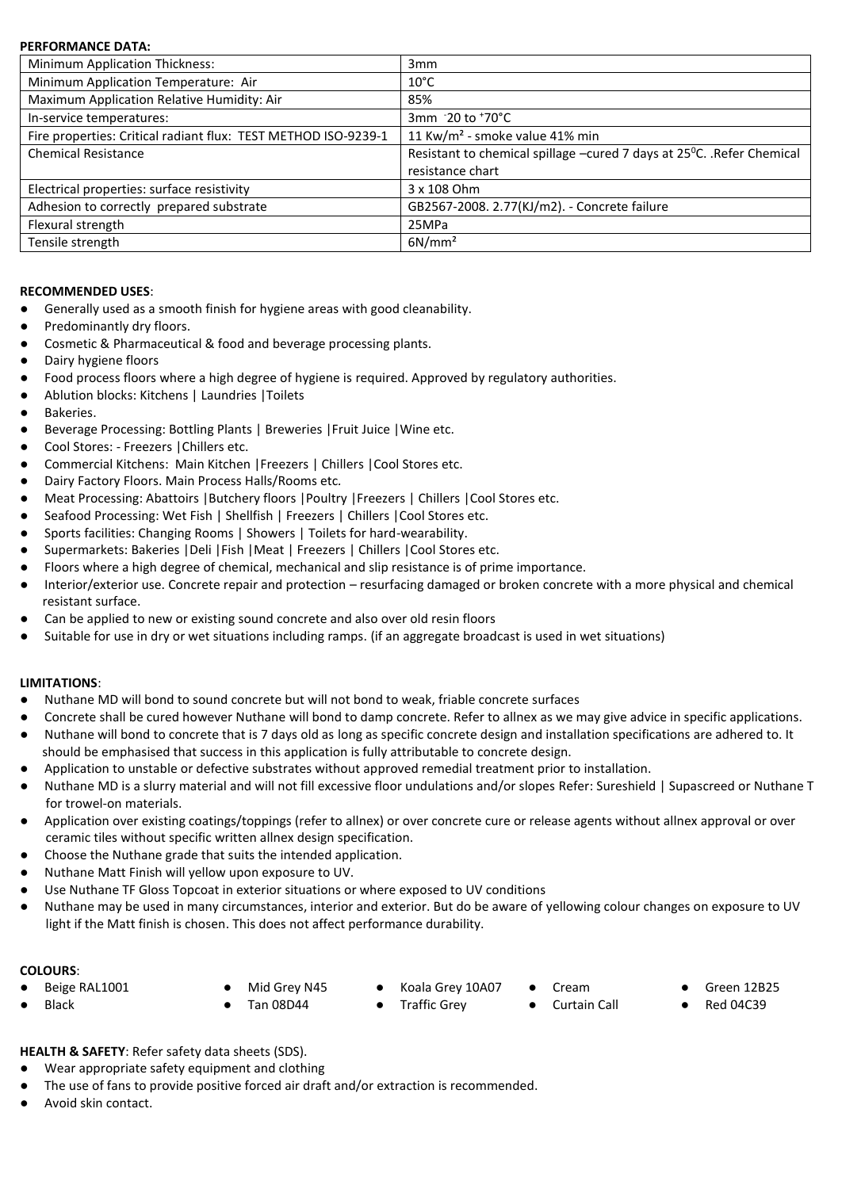**PERFORMANCE DATA:**

| Minimum Application Thickness: | 3mm |
|---|---|
| Minimum Application Temperature: Air | 10°C |
| Maximum Application Relative Humidity: Air | 85% |
| In-service temperatures: | 3mm $^{-}$20 to $^{+}$70°C |
| Fire properties: Critical radiant flux: TEST METHOD ISO-9239-1 | 11 Kw/m² - smoke value 41% min |
| Chemical Resistance | Resistant to chemical spillage –cured 7 days at 25$^{0}$C. .Refer Chemical resistance chart |
| Electrical properties: surface resistivity | 3 x 108 Ohm |
| Adhesion to correctly prepared substrate | GB2567-2008. 2.77(KJ/m2). - Concrete failure |
| Flexural strength | 25MPa |
| Tensile strength | 6N/mm² |

**RECOMMENDED USES**:

- Generally used as a smooth finish for hygiene areas with good cleanability.
- Predominantly dry floors.
- Cosmetic & Pharmaceutical & food and beverage processing plants.
- Dairy hygiene floors
- Food process floors where a high degree of hygiene is required. Approved by regulatory authorities.
- Ablution blocks: Kitchens | Laundries |Toilets
- Bakeries.
- Beverage Processing: Bottling Plants | Breweries |Fruit Juice |Wine etc.
- Cool Stores: - Freezers |Chillers etc.
- Commercial Kitchens: Main Kitchen |Freezers | Chillers |Cool Stores etc.
- Dairy Factory Floors. Main Process Halls/Rooms etc.
- Meat Processing: Abattoirs |Butchery floors |Poultry |Freezers | Chillers |Cool Stores etc.
- Seafood Processing: Wet Fish | Shellfish | Freezers | Chillers |Cool Stores etc.
- Sports facilities: Changing Rooms | Showers | Toilets for hard-wearability.
- Supermarkets: Bakeries |Deli |Fish |Meat | Freezers | Chillers |Cool Stores etc.
- Floors where a high degree of chemical, mechanical and slip resistance is of prime importance.
- Interior/exterior use. Concrete repair and protection – resurfacing damaged or broken concrete with a more physical and chemical resistant surface.
- Can be applied to new or existing sound concrete and also over old resin floors
- Suitable for use in dry or wet situations including ramps. (if an aggregate broadcast is used in wet situations)

**LIMITATIONS**:

- Nuthane MD will bond to sound concrete but will not bond to weak, friable concrete surfaces
- Concrete shall be cured however Nuthane will bond to damp concrete. Refer to allnex as we may give advice in specific applications.
- Nuthane will bond to concrete that is 7 days old as long as specific concrete design and installation specifications are adhered to. It should be emphasised that success in this application is fully attributable to concrete design.
- Application to unstable or defective substrates without approved remedial treatment prior to installation.
- Nuthane MD is a slurry material and will not fill excessive floor undulations and/or slopes Refer: Sureshield | Supascreed or Nuthane T for trowel-on materials.
- Application over existing coatings/toppings (refer to allnex) or over concrete cure or release agents without allnex approval or over ceramic tiles without specific written allnex design specification.
- Choose the Nuthane grade that suits the intended application.
- Nuthane Matt Finish will yellow upon exposure to UV.
- Use Nuthane TF Gloss Topcoat in exterior situations or where exposed to UV conditions
- Nuthane may be used in many circumstances, interior and exterior. But do be aware of yellowing colour changes on exposure to UV light if the Matt finish is chosen. This does not affect performance durability.

**COLOURS**:

- Beige RAL1001
- Black
- Mid Grey N45
- Tan 08D44
- Koala Grey 10A07
- Traffic Grey
- Cream
- Curtain Call
- Green 12B25
- Red 04C39

**HEALTH & SAFETY**: Refer safety data sheets (SDS).

- Wear appropriate safety equipment and clothing
- The use of fans to provide positive forced air draft and/or extraction is recommended.
- Avoid skin contact.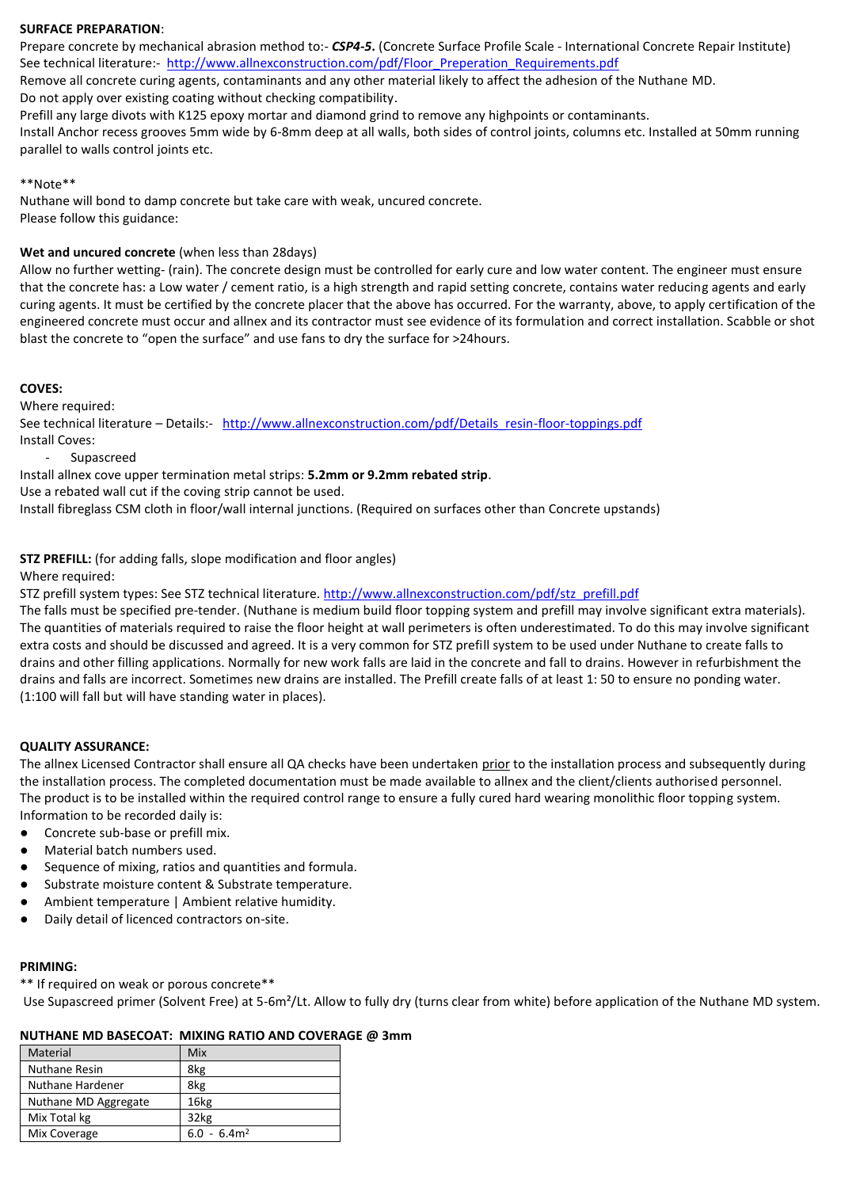**SURFACE PREPARATION**:

Prepare concrete by mechanical abrasion method to:- ***CSP4-5.*** (Concrete Surface Profile Scale - International Concrete Repair Institute)
See technical literature:- http://www.allnexconstruction.com/pdf/Floor_Preperation_Requirements.pdf
Remove all concrete curing agents, contaminants and any other material likely to affect the adhesion of the Nuthane MD.
Do not apply over existing coating without checking compatibility.
Prefill any large divots with K125 epoxy mortar and diamond grind to remove any highpoints or contaminants.
Install Anchor recess grooves 5mm wide by 6-8mm deep at all walls, both sides of control joints, columns etc. Installed at 50mm running parallel to walls control joints etc.

**Note**
Nuthane will bond to damp concrete but take care with weak, uncured concrete.
Please follow this guidance:

**Wet and uncured concrete** (when less than 28days)
Allow no further wetting- (rain). The concrete design must be controlled for early cure and low water content. The engineer must ensure that the concrete has: a Low water / cement ratio, is a high strength and rapid setting concrete, contains water reducing agents and early curing agents. It must be certified by the concrete placer that the above has occurred. For the warranty, above, to apply certification of the engineered concrete must occur and allnex and its contractor must see evidence of its formulation and correct installation. Scabble or shot blast the concrete to "open the surface" and use fans to dry the surface for >24hours.

**COVES:**

Where required:
See technical literature – Details:- http://www.allnexconstruction.com/pdf/Details_resin-floor-toppings.pdf
Install Coves:

- Supascreed

Install allnex cove upper termination metal strips: **5.2mm or 9.2mm rebated strip**.
Use a rebated wall cut if the coving strip cannot be used.
Install fibreglass CSM cloth in floor/wall internal junctions. (Required on surfaces other than Concrete upstands)

**STZ PREFILL:** (for adding falls, slope modification and floor angles)
Where required:
STZ prefill system types: See STZ technical literature. http://www.allnexconstruction.com/pdf/stz_prefill.pdf
The falls must be specified pre-tender. (Nuthane is medium build floor topping system and prefill may involve significant extra materials). The quantities of materials required to raise the floor height at wall perimeters is often underestimated. To do this may involve significant extra costs and should be discussed and agreed. It is a very common for STZ prefill system to be used under Nuthane to create falls to drains and other filling applications. Normally for new work falls are laid in the concrete and fall to drains. However in refurbishment the drains and falls are incorrect. Sometimes new drains are installed. The Prefill create falls of at least 1: 50 to ensure no ponding water. (1:100 will fall but will have standing water in places).

**QUALITY ASSURANCE:**

The allnex Licensed Contractor shall ensure all QA checks have been undertaken prior to the installation process and subsequently during the installation process. The completed documentation must be made available to allnex and the client/clients authorised personnel.
The product is to be installed within the required control range to ensure a fully cured hard wearing monolithic floor topping system.
Information to be recorded daily is:

- Concrete sub-base or prefill mix.
- Material batch numbers used.
- Sequence of mixing, ratios and quantities and formula.
- Substrate moisture content & Substrate temperature.
- Ambient temperature | Ambient relative humidity.
- Daily detail of licenced contractors on-site.

**PRIMING:**

** If required on weak or porous concrete**
Use Supascreed primer (Solvent Free) at 5-6m²/Lt. Allow to fully dry (turns clear from white) before application of the Nuthane MD system.

**NUTHANE MD BASECOAT: MIXING RATIO AND COVERAGE @ 3mm**

| Material | Mix |
|---|---|
| Nuthane Resin | 8kg |
| Nuthane Hardener | 8kg |
| Nuthane MD Aggregate | 16kg |
| Mix Total kg | 32kg |
| Mix Coverage | 6.0 - 6.4m² |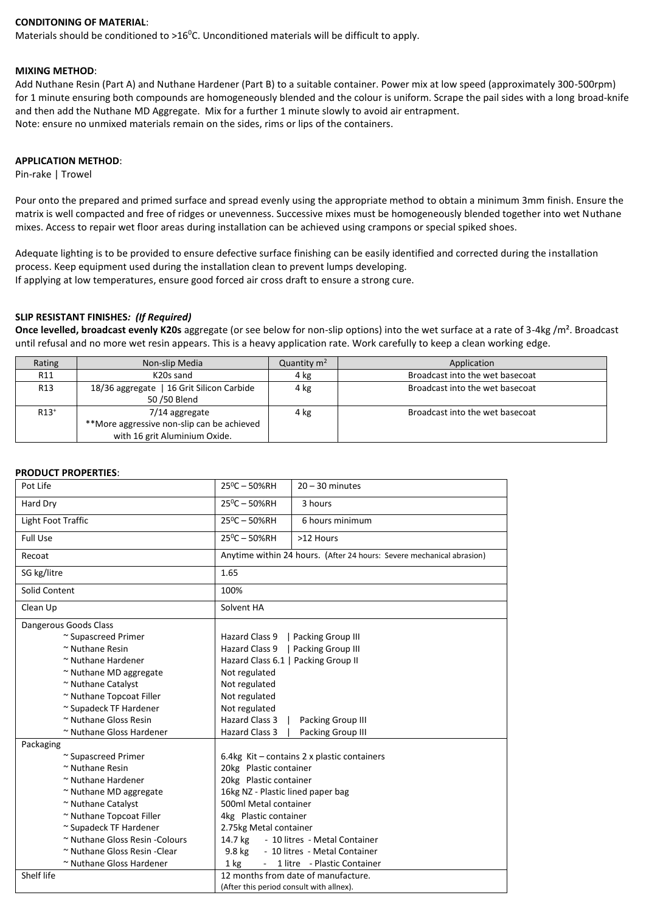**CONDITONING OF MATERIAL**:

Materials should be conditioned to >16$^0$C. Unconditioned materials will be difficult to apply.

**MIXING METHOD**:

Add Nuthane Resin (Part A) and Nuthane Hardener (Part B) to a suitable container. Power mix at low speed (approximately 300-500rpm) for 1 minute ensuring both compounds are homogeneously blended and the colour is uniform. Scrape the pail sides with a long broad-knife and then add the Nuthane MD Aggregate. Mix for a further 1 minute slowly to avoid air entrapment.

Note: ensure no unmixed materials remain on the sides, rims or lips of the containers.

**APPLICATION METHOD**:

Pin-rake | Trowel

Pour onto the prepared and primed surface and spread evenly using the appropriate method to obtain a minimum 3mm finish. Ensure the matrix is well compacted and free of ridges or unevenness. Successive mixes must be homogeneously blended together into wet Nuthane mixes. Access to repair wet floor areas during installation can be achieved using crampons or special spiked shoes.

Adequate lighting is to be provided to ensure defective surface finishing can be easily identified and corrected during the installation process. Keep equipment used during the installation clean to prevent lumps developing.

If applying at low temperatures, ensure good forced air cross draft to ensure a strong cure.

**SLIP RESISTANT FINISHES*: (If Required)***

**Once levelled, broadcast evenly K20s** aggregate (or see below for non-slip options) into the wet surface at a rate of 3-4kg /m². Broadcast until refusal and no more wet resin appears. This is a heavy application rate. Work carefully to keep a clean working edge.

| Rating | Non-slip Media | Quantity m² | Application |
|---|---|---|---|
| R11 | K20s sand | 4 kg | Broadcast into the wet basecoat |
| R13 | 18/36 aggregate \| 16 Grit Silicon Carbide 50 /50 Blend | 4 kg | Broadcast into the wet basecoat |
| R13$^+$ | 7/14 aggregate **More aggressive non-slip can be achieved with 16 grit Aluminium Oxide. | 4 kg | Broadcast into the wet basecoat |

**PRODUCT PROPERTIES**:

| | | |
|---|---|---|
| Pot Life | 25$^0$C – 50%RH | 20 – 30 minutes |
| Hard Dry | 25$^0$C – 50%RH | 3 hours |
| Light Foot Traffic | 25$^0$C – 50%RH | 6 hours minimum |
| Full Use | 25$^0$C – 50%RH | >12 Hours |
| Recoat | Anytime within 24 hours. (After 24 hours: Severe mechanical abrasion) | |
| SG kg/litre | 1.65 | |
| Solid Content | 100% | |
| Clean Up | Solvent HA | |
| Dangerous Goods Class<br>~ Supascreed Primer<br>~ Nuthane Resin<br>~ Nuthane Hardener<br>~ Nuthane MD aggregate<br>~ Nuthane Catalyst<br>~ Nuthane Topcoat Filler<br>~ Supadeck TF Hardener<br>~ Nuthane Gloss Resin<br>~ Nuthane Gloss Hardener | <br>Hazard Class 9 \| Packing Group III<br>Hazard Class 9 \| Packing Group III<br>Hazard Class 6.1 \| Packing Group II<br>Not regulated<br>Not regulated<br>Not regulated<br>Not regulated<br>Hazard Class 3 \| Packing Group III<br>Hazard Class 3 \| Packing Group III | |
| Packaging<br>~ Supascreed Primer<br>~ Nuthane Resin<br>~ Nuthane Hardener<br>~ Nuthane MD aggregate<br>~ Nuthane Catalyst<br>~ Nuthane Topcoat Filler<br>~ Supadeck TF Hardener<br>~ Nuthane Gloss Resin -Colours<br>~ Nuthane Gloss Resin -Clear<br>~ Nuthane Gloss Hardener | <br>6.4kg Kit – contains 2 x plastic containers<br>20kg Plastic container<br>20kg Plastic container<br>16kg NZ - Plastic lined paper bag<br>500ml Metal container<br>4kg Plastic container<br>2.75kg Metal container<br>14.7 kg - 10 litres - Metal Container<br>9.8 kg - 10 litres - Metal Container<br>1 kg - 1 litre - Plastic Container | |
| Shelf life | 12 months from date of manufacture.<br>(After this period consult with allnex). | |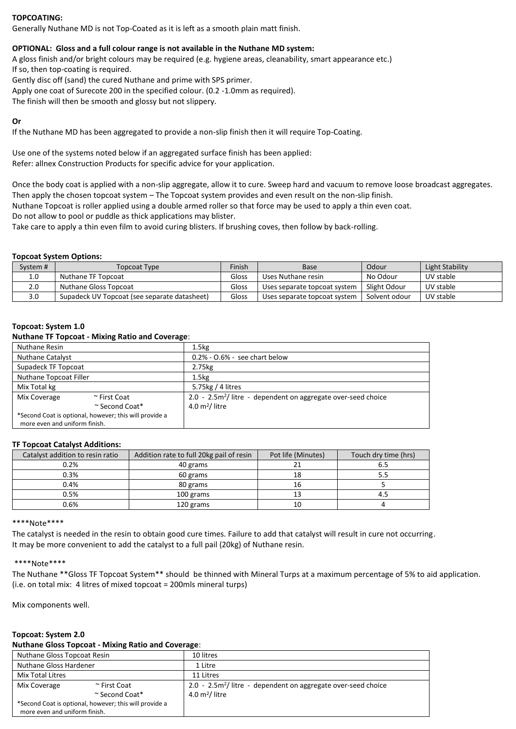**TOPCOATING:**

Generally Nuthane MD is not Top-Coated as it is left as a smooth plain matt finish.

**OPTIONAL: Gloss and a full colour range is not available in the Nuthane MD system:**

A gloss finish and/or bright colours may be required (e.g. hygiene areas, cleanability, smart appearance etc.)
If so, then top-coating is required.
Gently disc off (sand) the cured Nuthane and prime with SPS primer.
Apply one coat of Surecote 200 in the specified colour. (0.2 -1.0mm as required).
The finish will then be smooth and glossy but not slippery.

**Or**

If the Nuthane MD has been aggregated to provide a non-slip finish then it will require Top-Coating.

Use one of the systems noted below if an aggregated surface finish has been applied:
Refer: allnex Construction Products for specific advice for your application.

Once the body coat is applied with a non-slip aggregate, allow it to cure. Sweep hard and vacuum to remove loose broadcast aggregates.
Then apply the chosen topcoat system – The Topcoat system provides and even result on the non-slip finish.
Nuthane Topcoat is roller applied using a double armed roller so that force may be used to apply a thin even coat.
Do not allow to pool or puddle as thick applications may blister.
Take care to apply a thin even film to avoid curing blisters. If brushing coves, then follow by back-rolling.

**Topcoat System Options:**

| System # | Topcoat Type | Finish | Base | Odour | Light Stability |
|---|---|---|---|---|---|
| 1.0 | Nuthane TF Topcoat | Gloss | Uses Nuthane resin | No Odour | UV stable |
| 2.0 | Nuthane Gloss Topcoat | Gloss | Uses separate topcoat system | Slight Odour | UV stable |
| 3.0 | Supadeck UV Topcoat (see separate datasheet) | Gloss | Uses separate topcoat system | Solvent odour | UV stable |

**Topcoat: System 1.0**

**Nuthane TF Topcoat - Mixing Ratio and Coverage**:

| | |
|---|---|
| Nuthane Resin | 1.5kg |
| Nuthane Catalyst | 0.2% - O.6% - see chart below |
| Supadeck TF Topcoat | 2.75kg |
| Nuthane Topcoat Filler | 1.5kg |
| Mix Total kg | 5.75kg / 4 litres |
| Mix Coverage ~ First Coat<br>~ Second Coat*<br>*Second Coat is optional, however; this will provide a more even and uniform finish. | 2.0 - 2.5m²/ litre - dependent on aggregate over-seed choice<br>4.0 m²/ litre |

**TF Topcoat Catalyst Additions:**

| Catalyst addition to resin ratio | Addition rate to full 20kg pail of resin | Pot life (Minutes) | Touch dry time (hrs) |
|---|---|---|---|
| 0.2% | 40 grams | 21 | 6.5 |
| 0.3% | 60 grams | 18 | 5.5 |
| 0.4% | 80 grams | 16 | 5 |
| 0.5% | 100 grams | 13 | 4.5 |
| 0.6% | 120 grams | 10 | 4 |

\*\*\*\*Note\*\*\*\*

The catalyst is needed in the resin to obtain good cure times. Failure to add that catalyst will result in cure not occurring.
It may be more convenient to add the catalyst to a full pail (20kg) of Nuthane resin.

\*\*\*\*Note\*\*\*\*

The Nuthane **Gloss TF Topcoat System** should be thinned with Mineral Turps at a maximum percentage of 5% to aid application.
(i.e. on total mix: 4 litres of mixed topcoat = 200mls mineral turps)

Mix components well.

**Topcoat: System 2.0**

**Nuthane Gloss Topcoat - Mixing Ratio and Coverage**:

| | |
|---|---|
| Nuthane Gloss Topcoat Resin | 10 litres |
| Nuthane Gloss Hardener | 1 Litre |
| Mix Total Litres | 11 Litres |
| Mix Coverage ~ First Coat<br>~ Second Coat*<br>*Second Coat is optional, however; this will provide a more even and uniform finish. | 2.0 - 2.5m²/ litre - dependent on aggregate over-seed choice<br>4.0 m²/ litre |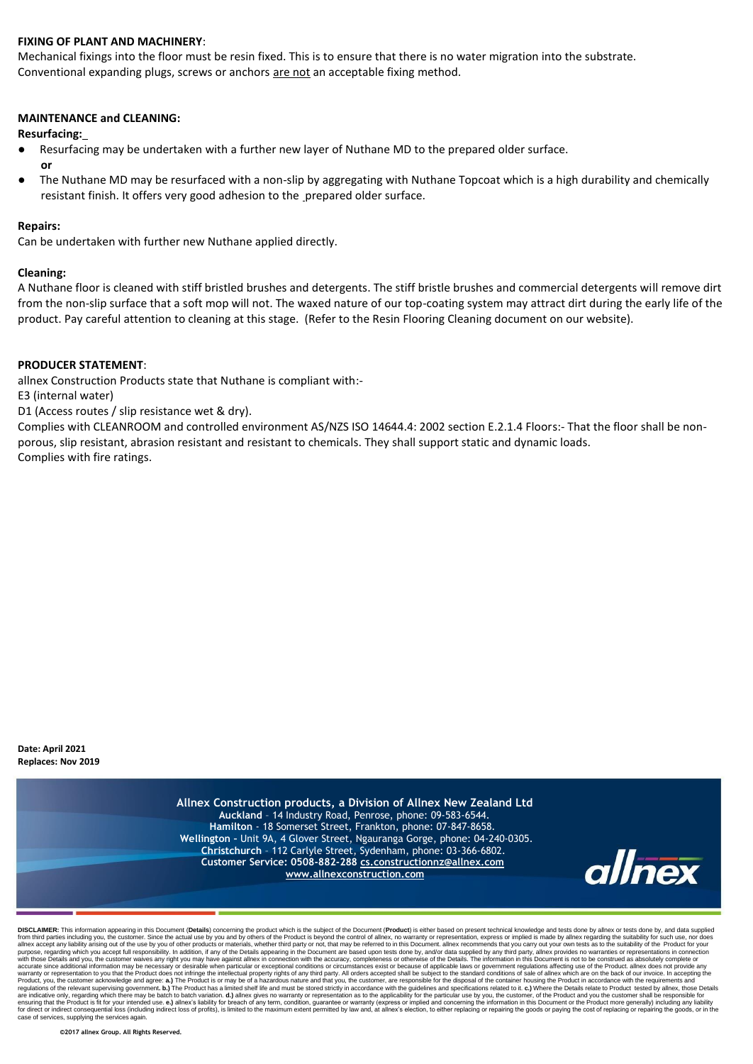**FIXING OF PLANT AND MACHINERY**:

Mechanical fixings into the floor must be resin fixed. This is to ensure that there is no water migration into the substrate. Conventional expanding plugs, screws or anchors are not an acceptable fixing method.

**MAINTENANCE and CLEANING:**

**Resurfacing:**

- Resurfacing may be undertaken with a further new layer of Nuthane MD to the prepared older surface.
  **or**
- The Nuthane MD may be resurfaced with a non-slip by aggregating with Nuthane Topcoat which is a high durability and chemically resistant finish. It offers very good adhesion to the prepared older surface.

**Repairs:**

Can be undertaken with further new Nuthane applied directly.

**Cleaning:**

A Nuthane floor is cleaned with stiff bristled brushes and detergents. The stiff bristle brushes and commercial detergents will remove dirt from the non-slip surface that a soft mop will not. The waxed nature of our top-coating system may attract dirt during the early life of the product. Pay careful attention to cleaning at this stage. (Refer to the Resin Flooring Cleaning document on our website).

**PRODUCER STATEMENT**:

allnex Construction Products state that Nuthane is compliant with:-

E3 (internal water)

D1 (Access routes / slip resistance wet & dry).

Complies with CLEANROOM and controlled environment AS/NZS ISO 14644.4: 2002 section E.2.1.4 Floors:- That the floor shall be non-porous, slip resistant, abrasion resistant and resistant to chemicals. They shall support static and dynamic loads.

Complies with fire ratings.

**Date: April 2021**
**Replaces: Nov 2019**

**Allnex Construction products, a Division of Allnex New Zealand Ltd**
**Auckland** - 14 Industry Road, Penrose, phone: 09-583-6544.
**Hamilton** - 18 Somerset Street, Frankton, phone: 07-847-8658.
**Wellington** - Unit 9A, 4 Glover Street, Ngauranga Gorge, phone: 04-240-0305.
**Christchurch** - 112 Carlyle Street, Sydenham, phone: 03-366-6802.
**Customer Service: 0508-882-288 cs.constructionnz@allnex.com**
**www.allnexconstruction.com**

allnex

**DISCLAIMER:** This information appearing in this Document (**Details**) concerning the product which is the subject of the Document (**Product**) is either based on present technical knowledge and tests done by allnex or tests done by, and data supplied from third parties including you, the customer. Since the actual use by you and by others of the Product is beyond the control of allnex, no warranty or representation, express or implied is made by allnex regarding the suitability for such use, nor does allnex accept any liability arising out of the use by you of other products or materials, whether third party or not, that may be referred to in this Document. allnex recommends that you carry out your own tests as to the suitability of the Product for your purpose, regarding which you accept full responsibility. In addition, if any of the Details appearing in the Document are based upon tests done by, and/or data supplied by any third party, allnex provides no warranties or representations in connection with those Details and you, the customer waives any right you may have against allnex in connection with the accuracy, completeness or otherwise of the Details. The information in this Document is not to be construed as absolutely complete or accurate since additional information may be necessary or desirable when particular or exceptional conditions or circumstances exist or because of applicable laws or government regulations affecting use of the Product. allnex does not provide any warranty or representation to you that the Product does not infringe the intellectual property rights of any third party. All orders accepted shall be subject to the standard conditions of sale of allnex which are on the back of our invoice. In accepting the Product, you, the customer acknowledge and agree: **a.)** The Product is or may be of a hazardous nature and that you, the customer, are responsible for the disposal of the container housing the Product in accordance with the requirements and regulations of the relevant supervising government. **b.)** The Product has a limited shelf life and must be stored strictly in accordance with the guidelines and specifications related to it. **c.)** Where the Details relate to Product tested by allnex, those Details are indicative only, regarding which there may be batch to batch variation. **d.)** allnex gives no warranty or representation as to the applicability for the particular use by you, the customer, of the Product and you the customer shall be responsible for ensuring that the Product is fit for your intended use. **e.)** allnex's liability for breach of any term, condition, guarantee or warranty (express or implied and concerning the information in this Document or the Product more generally) including any liability for direct or indirect consequential loss (including indirect loss of profits), is limited to the maximum extent permitted by law and, at allnex's election, to either replacing or repairing the goods or paying the cost of replacing or repairing the goods, or in the case of services, supplying the services again.

**©2017 allnex Group. All Rights Reserved.**